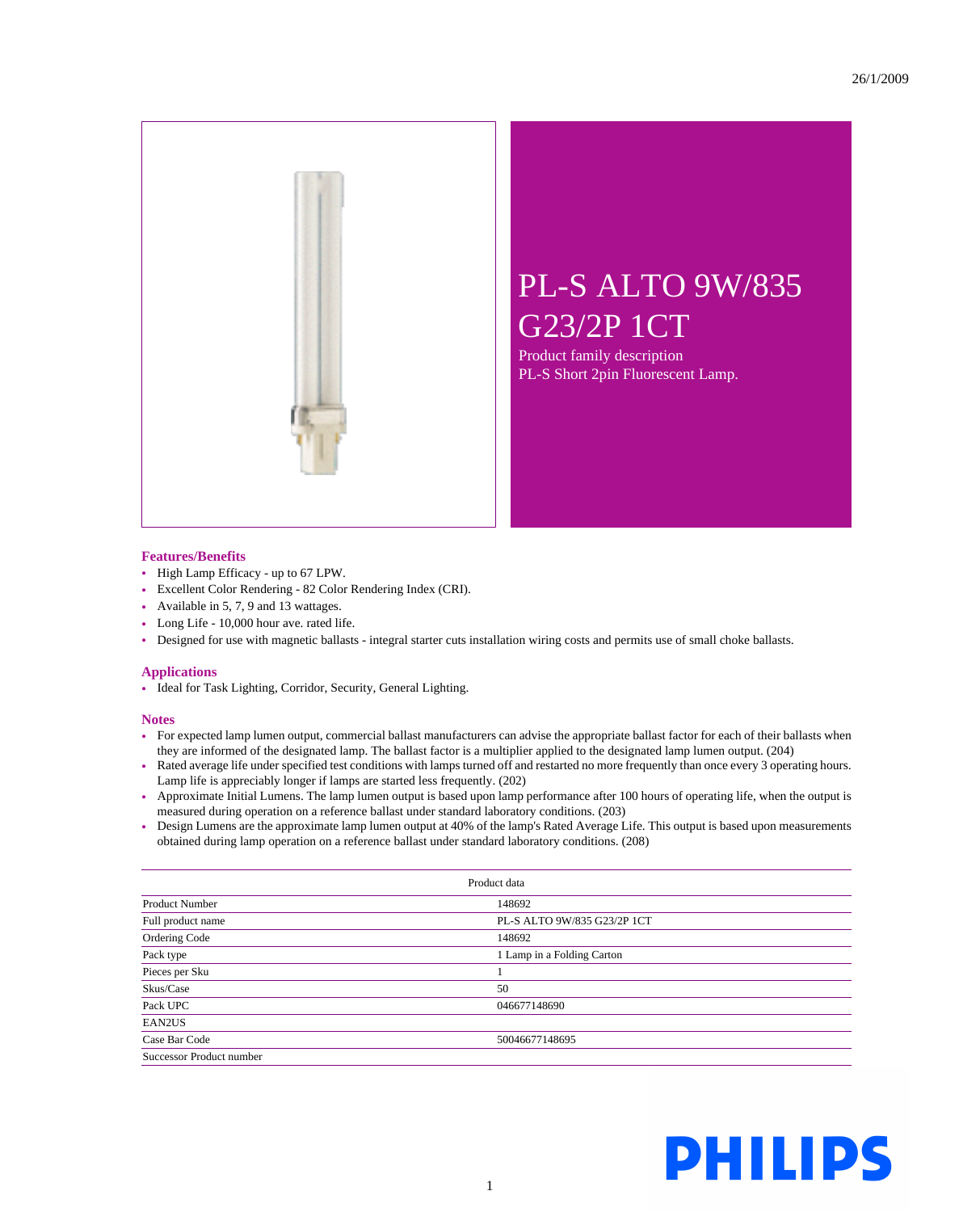26/1/2009

# PL-S ALTO 9W/835 G23/2P 1CT

Product family description
PL-S Short 2pin Fluorescent Lamp.

## Features/Benefits

- High Lamp Efficacy - up to 67 LPW.
- Excellent Color Rendering - 82 Color Rendering Index (CRI).
- Available in 5, 7, 9 and 13 wattages.
- Long Life - 10,000 hour ave. rated life.
- Designed for use with magnetic ballasts - integral starter cuts installation wiring costs and permits use of small choke ballasts.

## Applications

- Ideal for Task Lighting, Corridor, Security, General Lighting.

## Notes

- For expected lamp lumen output, commercial ballast manufacturers can advise the appropriate ballast factor for each of their ballasts when they are informed of the designated lamp. The ballast factor is a multiplier applied to the designated lamp lumen output. (204)
- Rated average life under specified test conditions with lamps turned off and restarted no more frequently than once every 3 operating hours. Lamp life is appreciably longer if lamps are started less frequently. (202)
- Approximate Initial Lumens. The lamp lumen output is based upon lamp performance after 100 hours of operating life, when the output is measured during operation on a reference ballast under standard laboratory conditions. (203)
- Design Lumens are the approximate lamp lumen output at 40% of the lamp's Rated Average Life. This output is based upon measurements obtained during lamp operation on a reference ballast under standard laboratory conditions. (208)

| Product data | |
|---|---|
| Product Number | 148692 |
| Full product name | PL-S ALTO 9W/835 G23/2P 1CT |
| Ordering Code | 148692 |
| Pack type | 1 Lamp in a Folding Carton |
| Pieces per Sku | 1 |
| Skus/Case | 50 |
| Pack UPC | 046677148690 |
| EAN2US | |
| Case Bar Code | 50046677148695 |
| Successor Product number | |

PHILIPS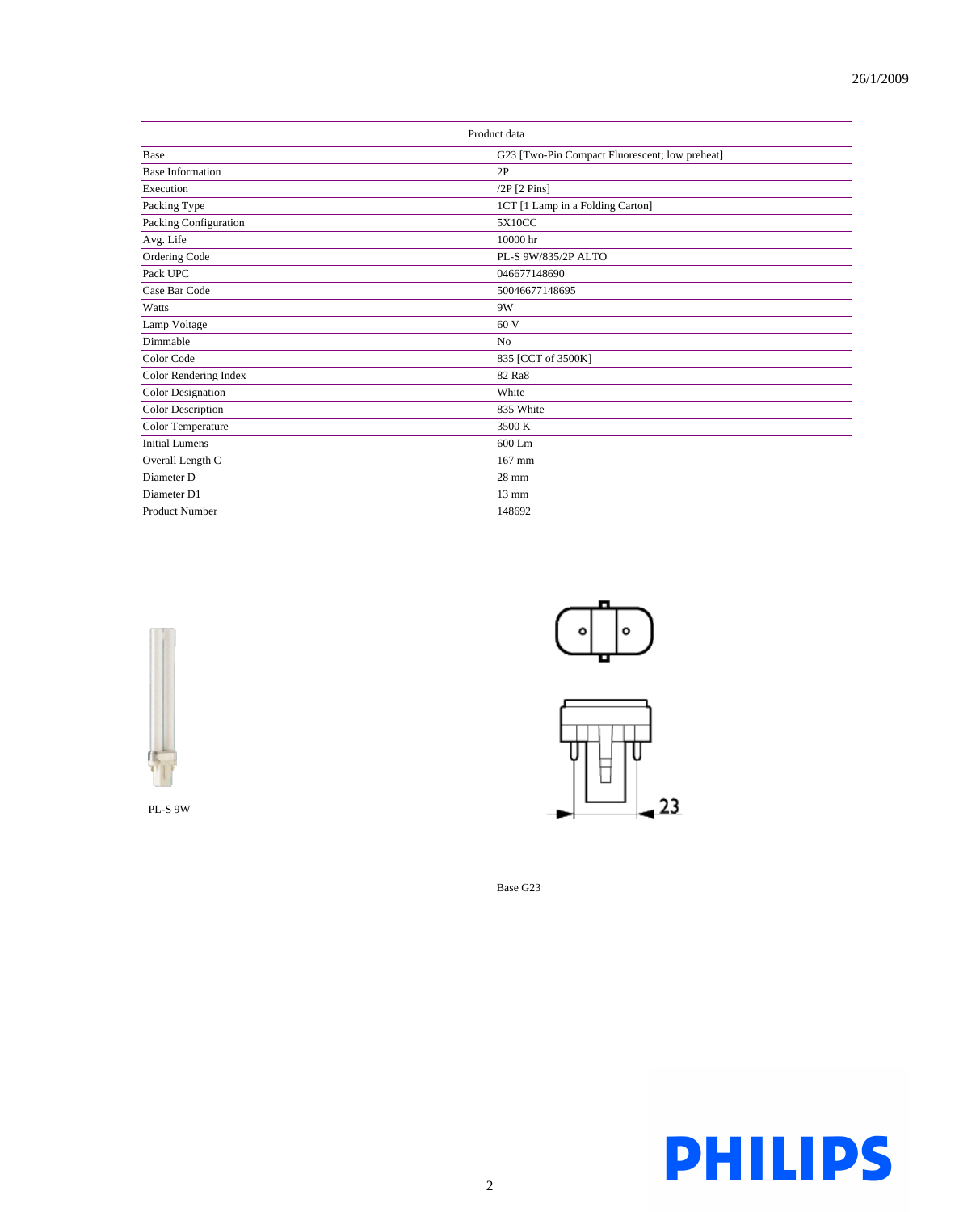26/1/2009

| Product data | |
|---|---|
| Base | G23 [Two-Pin Compact Fluorescent; low preheat] |
| Base Information | 2P |
| Execution | /2P [2 Pins] |
| Packing Type | 1CT [1 Lamp in a Folding Carton] |
| Packing Configuration | 5X10CC |
| Avg. Life | 10000 hr |
| Ordering Code | PL-S 9W/835/2P ALTO |
| Pack UPC | 046677148690 |
| Case Bar Code | 50046677148695 |
| Watts | 9W |
| Lamp Voltage | 60 V |
| Dimmable | No |
| Color Code | 835 [CCT of 3500K] |
| Color Rendering Index | 82 Ra8 |
| Color Designation | White |
| Color Description | 835 White |
| Color Temperature | 3500 K |
| Initial Lumens | 600 Lm |
| Overall Length C | 167 mm |
| Diameter D | 28 mm |
| Diameter D1 | 13 mm |
| Product Number | 148692 |

PL-S 9W

23

Base G23

PHILIPS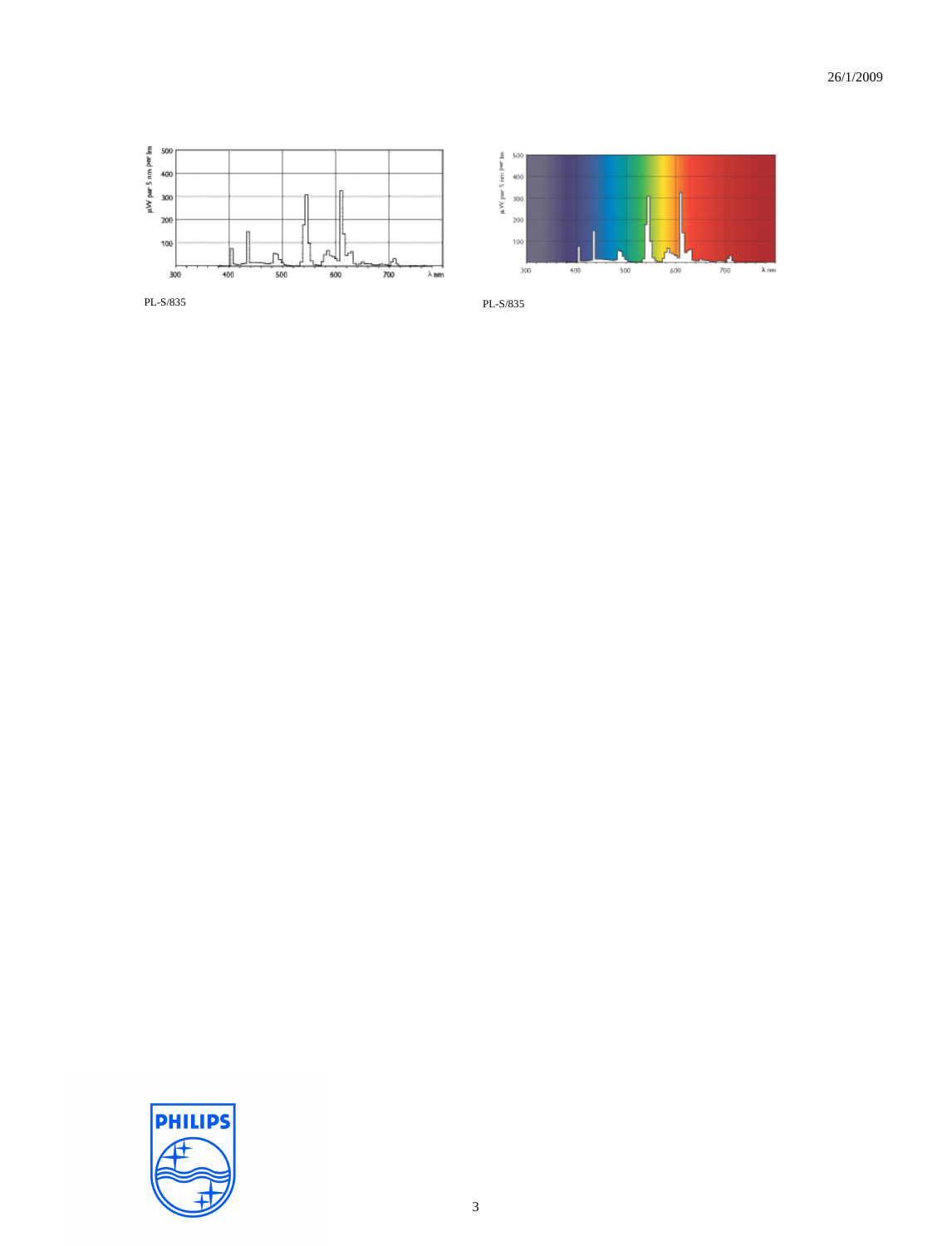μW per 5 nm per lm

500

400

300

200

100

300 400 500 600 700 λ nm

PL-S/835

μW per 5 nm per lm

500

400

300

200

100

300 400 500 600 700 λ nm

PL-S/835